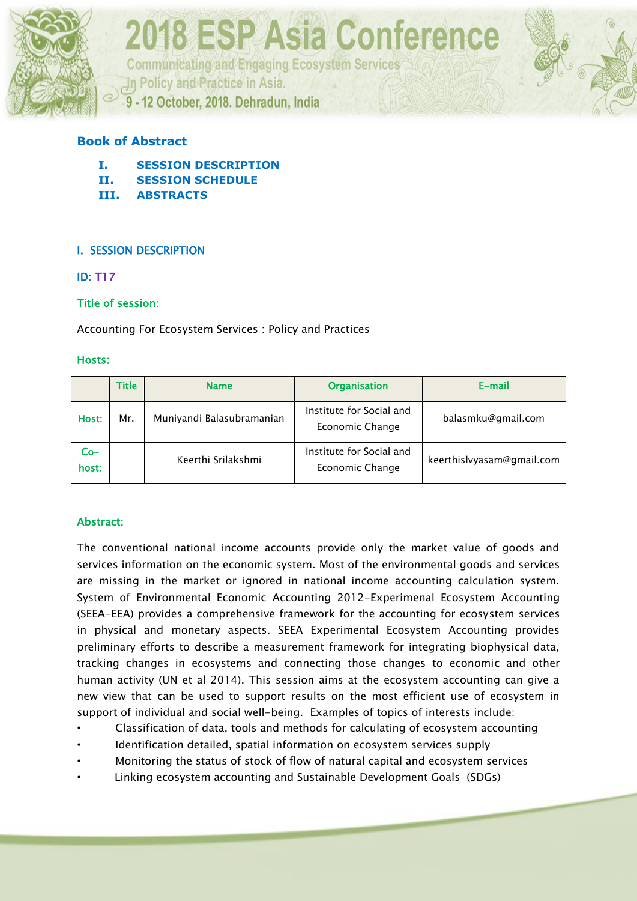# 2018 ESP Asia Conference

Communicating and Engaging Ecosystem Services in Policy and Practice in Asia.

9 - 12 October, 2018. Dehradun, India

## Book of Abstract

- I. SESSION DESCRIPTION
- II. SESSION SCHEDULE
- III. ABSTRACTS

## I. SESSION DESCRIPTION

**ID:** T17

**Title of session:**

Accounting For Ecosystem Services : Policy and Practices

**Hosts:**

| | Title | Name | Organisation | E-mail |
|---|---|---|---|---|
| Host: | Mr. | Muniyandi Balasubramanian | Institute for Social and Economic Change | balasmku@gmail.com |
| Co-host: | | Keerthi Srilakshmi | Institute for Social and Economic Change | keerthislvyasam@gmail.com |

**Abstract:**

The conventional national income accounts provide only the market value of goods and services information on the economic system. Most of the environmental goods and services are missing in the market or ignored in national income accounting calculation system. System of Environmental Economic Accounting 2012-Experimenal Ecosystem Accounting (SEEA-EEA) provides a comprehensive framework for the accounting for ecosystem services in physical and monetary aspects. SEEA Experimental Ecosystem Accounting provides preliminary efforts to describe a measurement framework for integrating biophysical data, tracking changes in ecosystems and connecting those changes to economic and other human activity (UN et al 2014). This session aims at the ecosystem accounting can give a new view that can be used to support results on the most efficient use of ecosystem in support of individual and social well-being. Examples of topics of interests include:

- Classification of data, tools and methods for calculating of ecosystem accounting
- Identification detailed, spatial information on ecosystem services supply
- Monitoring the status of stock of flow of natural capital and ecosystem services
- Linking ecosystem accounting and Sustainable Development Goals (SDGs)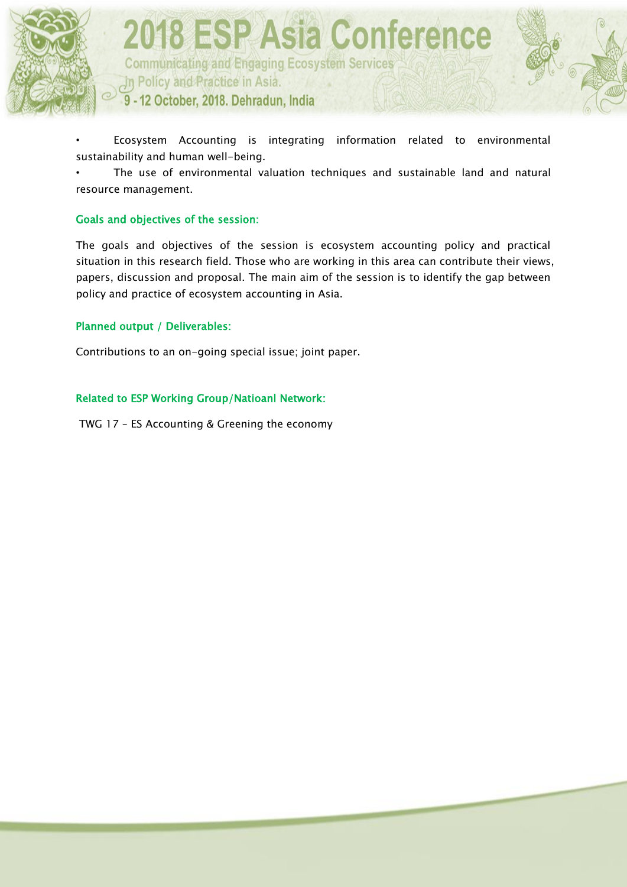- Ecosystem Accounting is integrating information related to environmental sustainability and human well-being.
- The use of environmental valuation techniques and sustainable land and natural resource management.

### Goals and objectives of the session:

The goals and objectives of the session is ecosystem accounting policy and practical situation in this research field. Those who are working in this area can contribute their views, papers, discussion and proposal. The main aim of the session is to identify the gap between policy and practice of ecosystem accounting in Asia.

### Planned output / Deliverables:

Contributions to an on-going special issue; joint paper.

### Related to ESP Working Group/Natioanl Network:

TWG 17 – ES Accounting & Greening the economy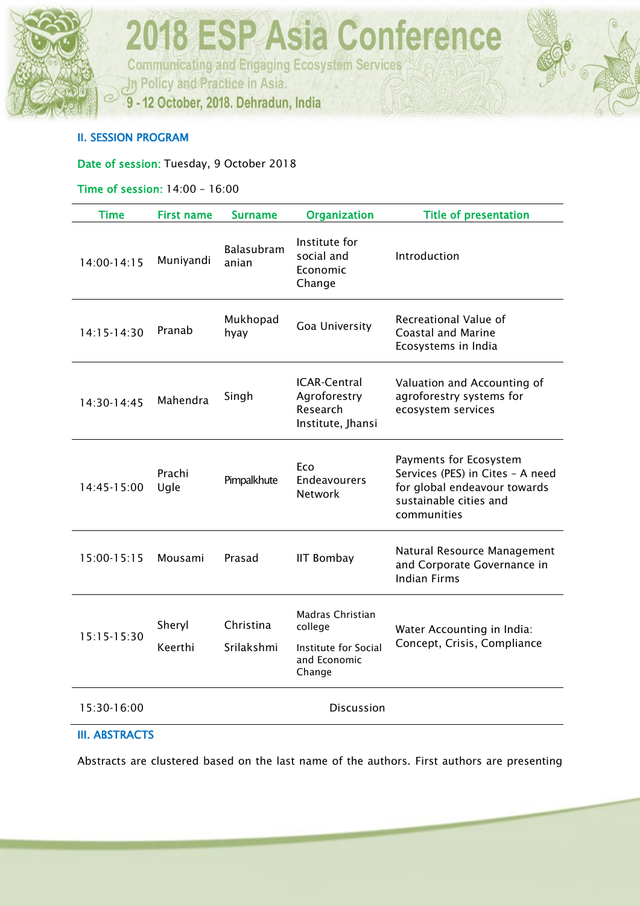## II. SESSION PROGRAM

**Date of session:** Tuesday, 9 October 2018

**Time of session:** 14:00 – 16:00

| Time | First name | Surname | Organization | Title of presentation |
|---|---|---|---|---|
| 14:00-14:15 | Muniyandi | Balasubramanian | Institute for social and Economic Change | Introduction |
| 14:15-14:30 | Pranab | Mukhopadhyay | Goa University | Recreational Value of Coastal and Marine Ecosystems in India |
| 14:30-14:45 | Mahendra | Singh | ICAR-Central Agroforestry Research Institute, Jhansi | Valuation and Accounting of agroforestry systems for ecosystem services |
| 14:45-15:00 | Prachi Ugle | Pimpalkhute | Eco Endeavourers Network | Payments for Ecosystem Services (PES) in Cites – A need for global endeavour towards sustainable cities and communities |
| 15:00-15:15 | Mousami | Prasad | IIT Bombay | Natural Resource Management and Corporate Governance in Indian Firms |
| 15:15-15:30 | Sheryl<br>Keerthi | Christina<br>Srilakshmi | Madras Christian college<br>Institute for Social and Economic Change | Water Accounting in India: Concept, Crisis, Compliance |
| 15:30-16:00 | | | Discussion | |

## III. ABSTRACTS

Abstracts are clustered based on the last name of the authors. First authors are presenting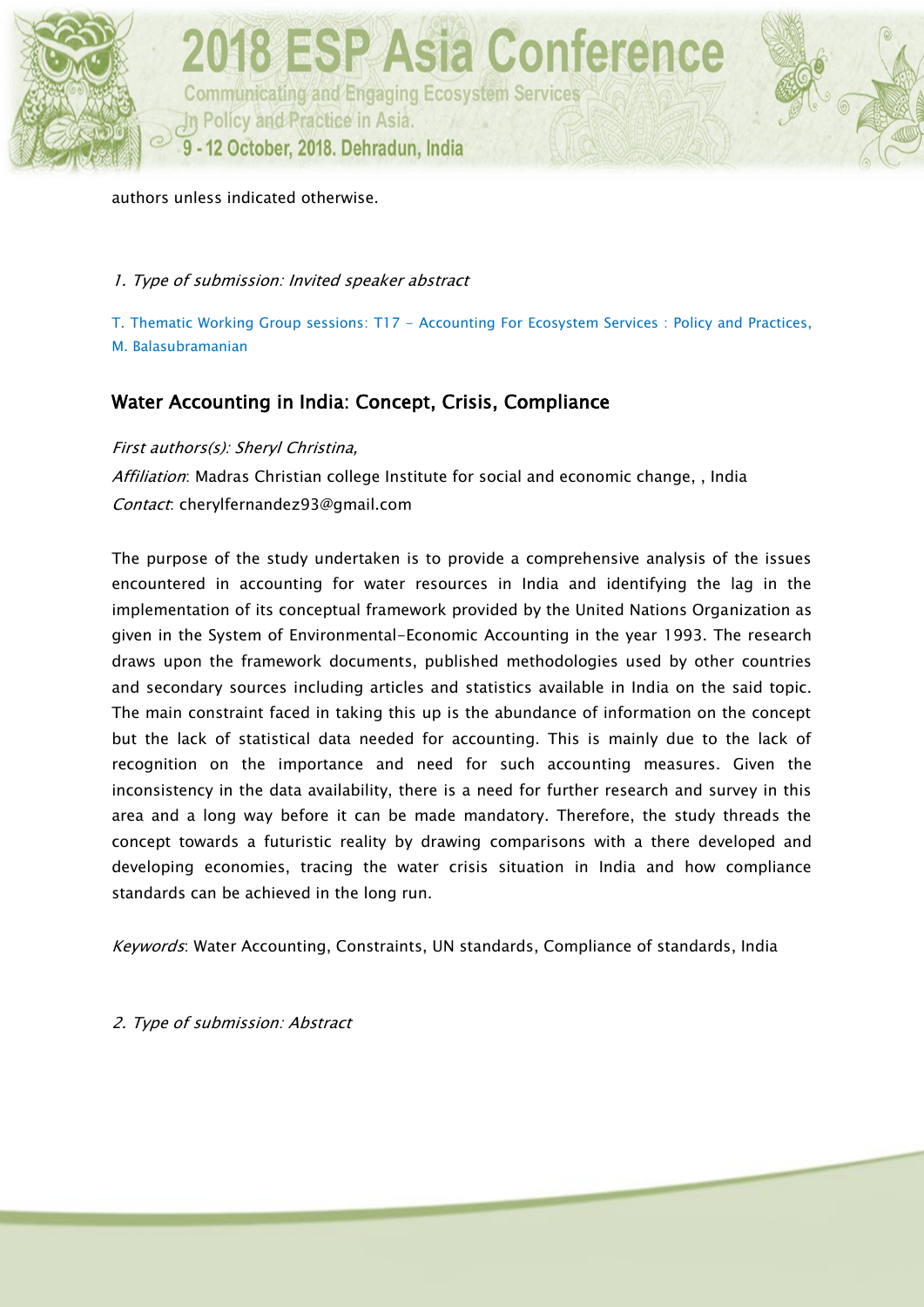authors unless indicated otherwise.

*1. Type of submission: Invited speaker abstract*

T. Thematic Working Group sessions: T17 - Accounting For Ecosystem Services : Policy and Practices, M. Balasubramanian

## Water Accounting in India: Concept, Crisis, Compliance

*First authors(s): Sheryl Christina,*

*Affiliation*: Madras Christian college Institute for social and economic change, , India

*Contact*: cherylfernandez93@gmail.com

The purpose of the study undertaken is to provide a comprehensive analysis of the issues encountered in accounting for water resources in India and identifying the lag in the implementation of its conceptual framework provided by the United Nations Organization as given in the System of Environmental-Economic Accounting in the year 1993. The research draws upon the framework documents, published methodologies used by other countries and secondary sources including articles and statistics available in India on the said topic. The main constraint faced in taking this up is the abundance of information on the concept but the lack of statistical data needed for accounting. This is mainly due to the lack of recognition on the importance and need for such accounting measures. Given the inconsistency in the data availability, there is a need for further research and survey in this area and a long way before it can be made mandatory. Therefore, the study threads the concept towards a futuristic reality by drawing comparisons with a there developed and developing economies, tracing the water crisis situation in India and how compliance standards can be achieved in the long run.

*Keywords*: Water Accounting, Constraints, UN standards, Compliance of standards, India

*2. Type of submission: Abstract*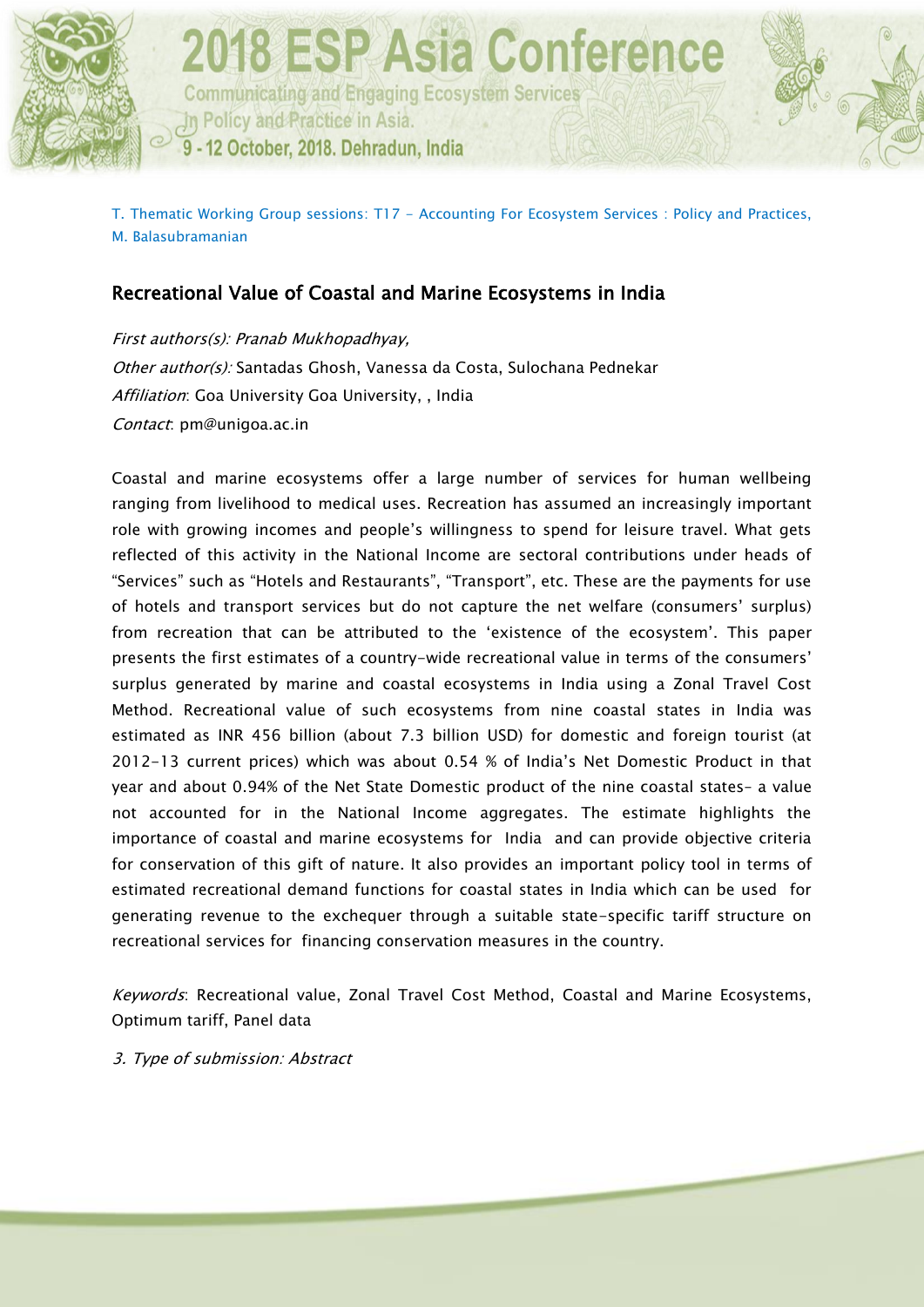T. Thematic Working Group sessions: T17 - Accounting For Ecosystem Services : Policy and Practices, M. Balasubramanian

## Recreational Value of Coastal and Marine Ecosystems in India

*First authors(s): Pranab Mukhopadhyay,*

*Other author(s):* Santadas Ghosh, Vanessa da Costa, Sulochana Pednekar

*Affiliation*: Goa University Goa University, , India

*Contact*: pm@unigoa.ac.in

Coastal and marine ecosystems offer a large number of services for human wellbeing ranging from livelihood to medical uses. Recreation has assumed an increasingly important role with growing incomes and people's willingness to spend for leisure travel. What gets reflected of this activity in the National Income are sectoral contributions under heads of "Services" such as "Hotels and Restaurants", "Transport", etc. These are the payments for use of hotels and transport services but do not capture the net welfare (consumers' surplus) from recreation that can be attributed to the 'existence of the ecosystem'. This paper presents the first estimates of a country-wide recreational value in terms of the consumers' surplus generated by marine and coastal ecosystems in India using a Zonal Travel Cost Method. Recreational value of such ecosystems from nine coastal states in India was estimated as INR 456 billion (about 7.3 billion USD) for domestic and foreign tourist (at 2012-13 current prices) which was about 0.54 % of India's Net Domestic Product in that year and about 0.94% of the Net State Domestic product of the nine coastal states- a value not accounted for in the National Income aggregates. The estimate highlights the importance of coastal and marine ecosystems for India and can provide objective criteria for conservation of this gift of nature. It also provides an important policy tool in terms of estimated recreational demand functions for coastal states in India which can be used for generating revenue to the exchequer through a suitable state-specific tariff structure on recreational services for financing conservation measures in the country.

*Keywords*: Recreational value, Zonal Travel Cost Method, Coastal and Marine Ecosystems, Optimum tariff, Panel data

*3. Type of submission: Abstract*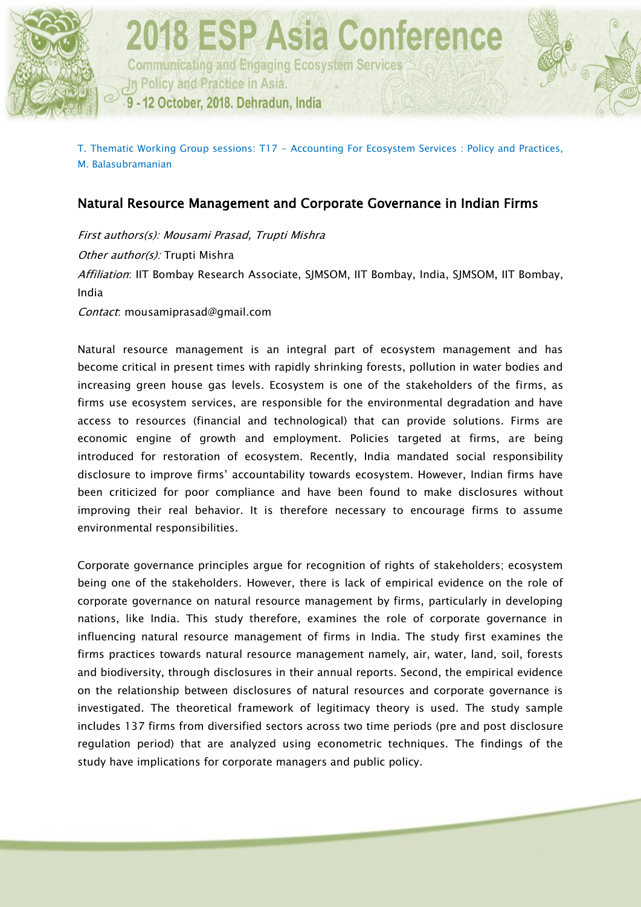T. Thematic Working Group sessions: T17 - Accounting For Ecosystem Services : Policy and Practices, M. Balasubramanian

## Natural Resource Management and Corporate Governance in Indian Firms

*First authors(s): Mousami Prasad, Trupti Mishra*

*Other author(s):* Trupti Mishra

*Affiliation*: IIT Bombay Research Associate, SJMSOM, IIT Bombay, India, SJMSOM, IIT Bombay, India

*Contact*: mousamiprasad@gmail.com

Natural resource management is an integral part of ecosystem management and has become critical in present times with rapidly shrinking forests, pollution in water bodies and increasing green house gas levels. Ecosystem is one of the stakeholders of the firms, as firms use ecosystem services, are responsible for the environmental degradation and have access to resources (financial and technological) that can provide solutions. Firms are economic engine of growth and employment. Policies targeted at firms, are being introduced for restoration of ecosystem. Recently, India mandated social responsibility disclosure to improve firms' accountability towards ecosystem. However, Indian firms have been criticized for poor compliance and have been found to make disclosures without improving their real behavior. It is therefore necessary to encourage firms to assume environmental responsibilities.

Corporate governance principles argue for recognition of rights of stakeholders; ecosystem being one of the stakeholders. However, there is lack of empirical evidence on the role of corporate governance on natural resource management by firms, particularly in developing nations, like India. This study therefore, examines the role of corporate governance in influencing natural resource management of firms in India. The study first examines the firms practices towards natural resource management namely, air, water, land, soil, forests and biodiversity, through disclosures in their annual reports. Second, the empirical evidence on the relationship between disclosures of natural resources and corporate governance is investigated. The theoretical framework of legitimacy theory is used. The study sample includes 137 firms from diversified sectors across two time periods (pre and post disclosure regulation period) that are analyzed using econometric techniques. The findings of the study have implications for corporate managers and public policy.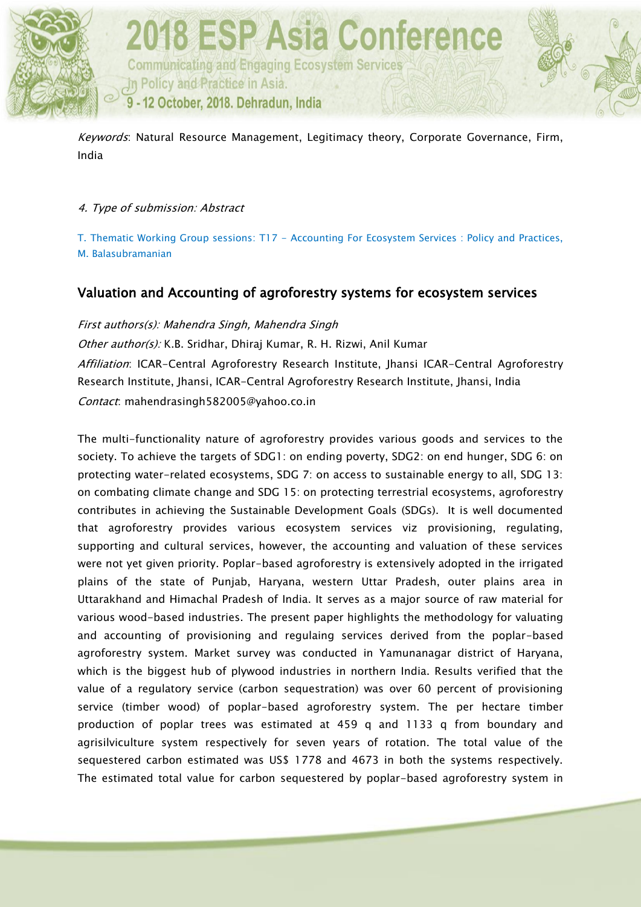*Keywords*: Natural Resource Management, Legitimacy theory, Corporate Governance, Firm, India

*4. Type of submission: Abstract*

T. Thematic Working Group sessions: T17 - Accounting For Ecosystem Services : Policy and Practices, M. Balasubramanian

## Valuation and Accounting of agroforestry systems for ecosystem services

*First authors(s): Mahendra Singh, Mahendra Singh*

*Other author(s):* K.B. Sridhar, Dhiraj Kumar, R. H. Rizwi, Anil Kumar

*Affiliation*: ICAR-Central Agroforestry Research Institute, Jhansi ICAR-Central Agroforestry Research Institute, Jhansi, ICAR-Central Agroforestry Research Institute, Jhansi, India

*Contact*: mahendrasingh582005@yahoo.co.in

The multi-functionality nature of agroforestry provides various goods and services to the society. To achieve the targets of SDG1: on ending poverty, SDG2: on end hunger, SDG 6: on protecting water-related ecosystems, SDG 7: on access to sustainable energy to all, SDG 13: on combating climate change and SDG 15: on protecting terrestrial ecosystems, agroforestry contributes in achieving the Sustainable Development Goals (SDGs). It is well documented that agroforestry provides various ecosystem services viz provisioning, regulating, supporting and cultural services, however, the accounting and valuation of these services were not yet given priority. Poplar-based agroforestry is extensively adopted in the irrigated plains of the state of Punjab, Haryana, western Uttar Pradesh, outer plains area in Uttarakhand and Himachal Pradesh of India. It serves as a major source of raw material for various wood-based industries. The present paper highlights the methodology for valuating and accounting of provisioning and regulaing services derived from the poplar-based agroforestry system. Market survey was conducted in Yamunanagar district of Haryana, which is the biggest hub of plywood industries in northern India. Results verified that the value of a regulatory service (carbon sequestration) was over 60 percent of provisioning service (timber wood) of poplar-based agroforestry system. The per hectare timber production of poplar trees was estimated at 459 q and 1133 q from boundary and agrisilviculture system respectively for seven years of rotation. The total value of the sequestered carbon estimated was US$ 1778 and 4673 in both the systems respectively. The estimated total value for carbon sequestered by poplar-based agroforestry system in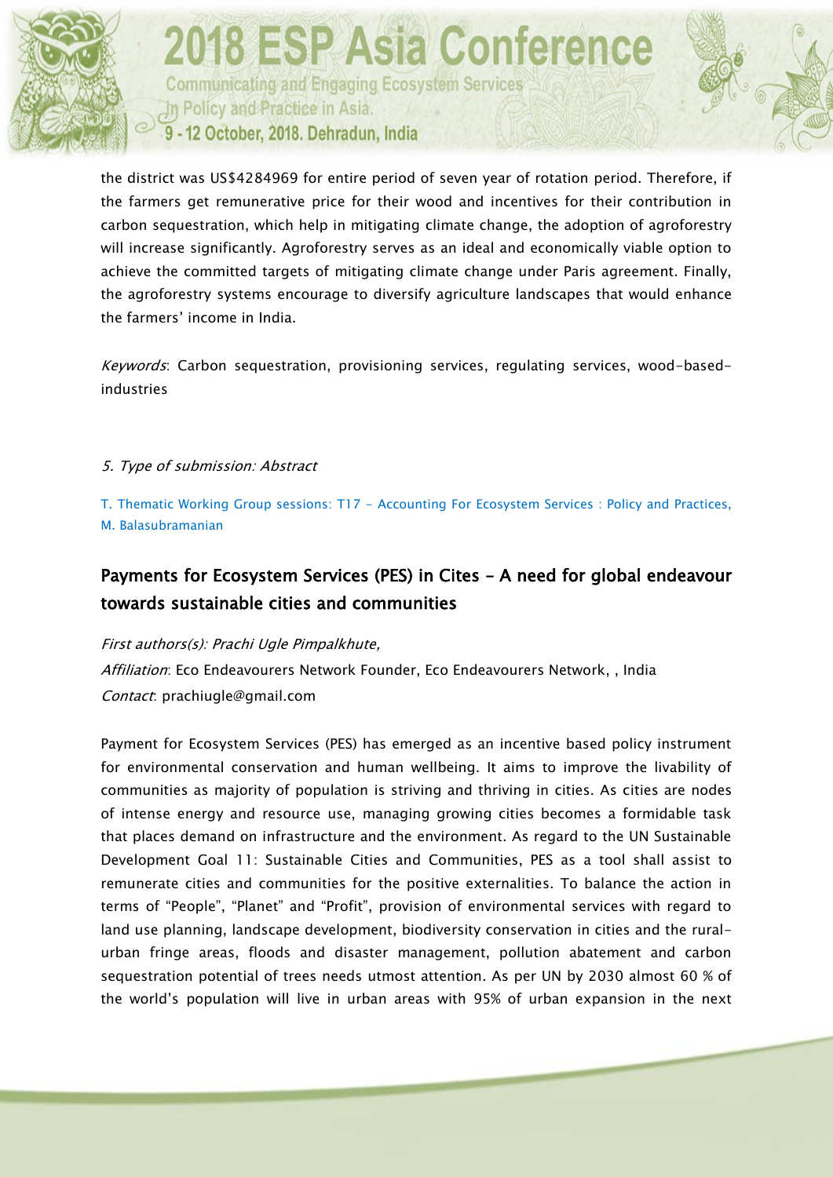the district was US$4284969 for entire period of seven year of rotation period. Therefore, if the farmers get remunerative price for their wood and incentives for their contribution in carbon sequestration, which help in mitigating climate change, the adoption of agroforestry will increase significantly. Agroforestry serves as an ideal and economically viable option to achieve the committed targets of mitigating climate change under Paris agreement. Finally, the agroforestry systems encourage to diversify agriculture landscapes that would enhance the farmers' income in India.

*Keywords*: Carbon sequestration, provisioning services, regulating services, wood-based-industries

*5. Type of submission: Abstract*

T. Thematic Working Group sessions: T17 - Accounting For Ecosystem Services : Policy and Practices, M. Balasubramanian

## Payments for Ecosystem Services (PES) in Cites - A need for global endeavour towards sustainable cities and communities

*First authors(s): Prachi Ugle Pimpalkhute,*
*Affiliation*: Eco Endeavourers Network Founder, Eco Endeavourers Network, , India
*Contact*: prachiugle@gmail.com

Payment for Ecosystem Services (PES) has emerged as an incentive based policy instrument for environmental conservation and human wellbeing. It aims to improve the livability of communities as majority of population is striving and thriving in cities. As cities are nodes of intense energy and resource use, managing growing cities becomes a formidable task that places demand on infrastructure and the environment. As regard to the UN Sustainable Development Goal 11: Sustainable Cities and Communities, PES as a tool shall assist to remunerate cities and communities for the positive externalities. To balance the action in terms of "People", "Planet" and "Profit", provision of environmental services with regard to land use planning, landscape development, biodiversity conservation in cities and the rural-urban fringe areas, floods and disaster management, pollution abatement and carbon sequestration potential of trees needs utmost attention. As per UN by 2030 almost 60 % of the world's population will live in urban areas with 95% of urban expansion in the next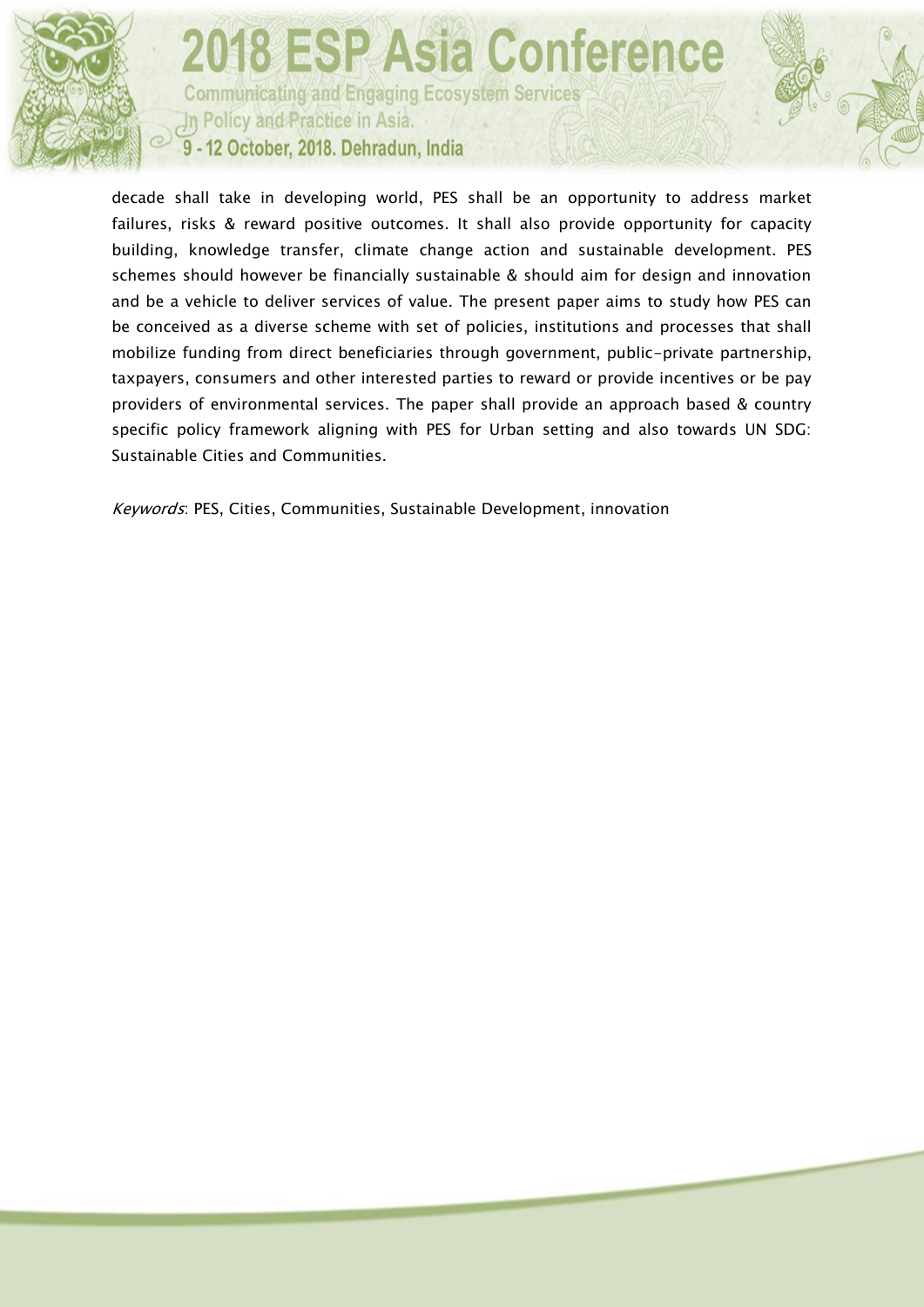decade shall take in developing world, PES shall be an opportunity to address market failures, risks & reward positive outcomes. It shall also provide opportunity for capacity building, knowledge transfer, climate change action and sustainable development. PES schemes should however be financially sustainable & should aim for design and innovation and be a vehicle to deliver services of value. The present paper aims to study how PES can be conceived as a diverse scheme with set of policies, institutions and processes that shall mobilize funding from direct beneficiaries through government, public-private partnership, taxpayers, consumers and other interested parties to reward or provide incentives or be pay providers of environmental services. The paper shall provide an approach based & country specific policy framework aligning with PES for Urban setting and also towards UN SDG: Sustainable Cities and Communities.

*Keywords*: PES, Cities, Communities, Sustainable Development, innovation